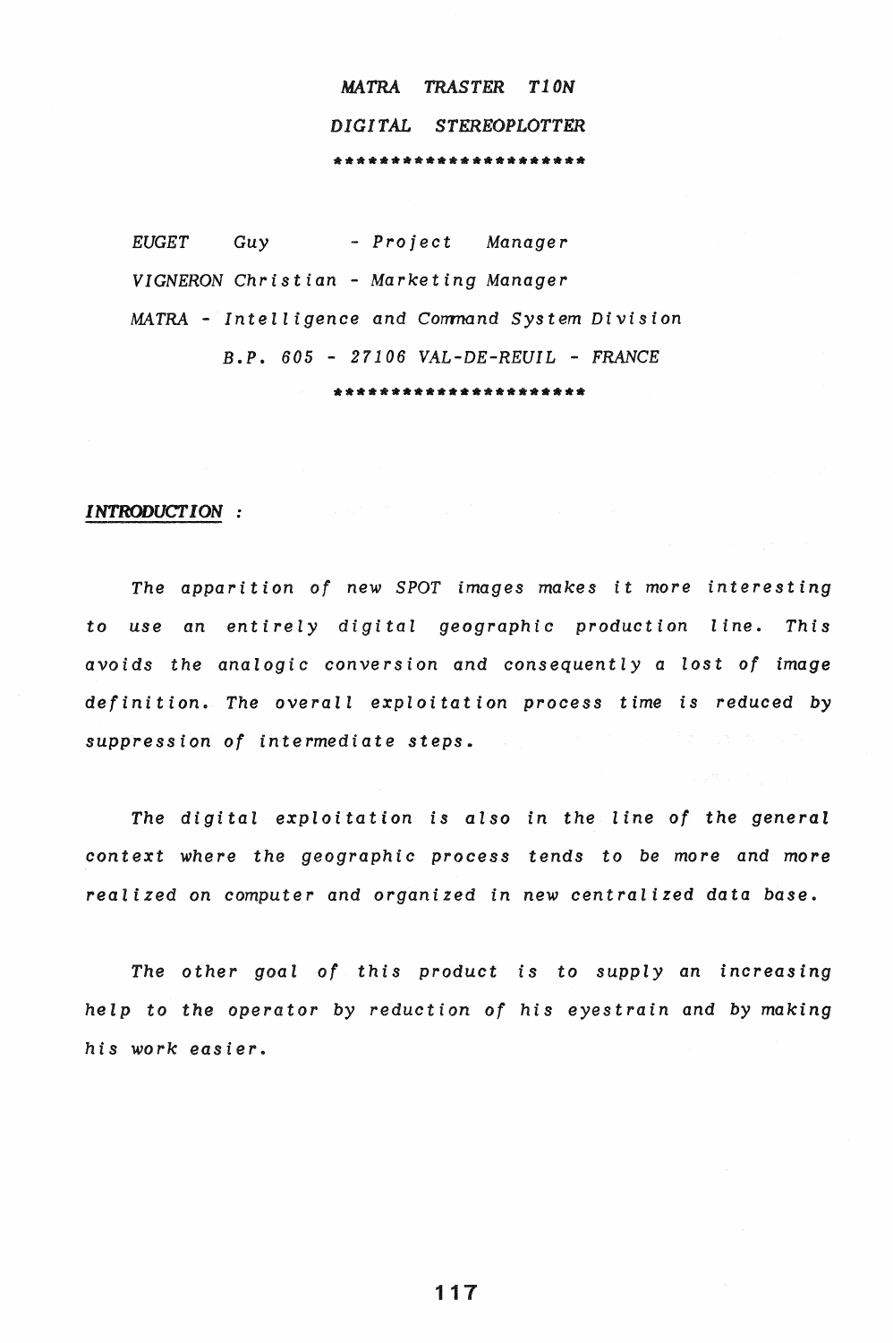# *MATRA TRASTER T10N*

## *DIGITAL STEREOPLOTTER*

\*\*\*\*\*\*\*\*\*\*\*\*\*\*\*\*\*\*\*\*\*\*\*

*EUGET Guy - Project Manager*

*VIGNERON Christian - Marketing Manager*

*MATRA - Intelligence and Command System Division*

*B.P. 605 - 27106 VAL-DE-REUIL - FRANCE*

\*\*\*\*\*\*\*\*\*\*\*\*\*\*\*\*\*\*\*\*\*\*\*

### ***INTRODUCTION :***

*The apparition of new SPOT images makes it more interesting to use an entirely digital geographic production line. This avoids the analogic conversion and consequently a lost of image definition. The overall exploitation process time is reduced by suppression of intermediate steps.*

*The digital exploitation is also in the line of the general context where the geographic process tends to be more and more realized on computer and organized in new centralized data base.*

*The other goal of this product is to supply an increasing help to the operator by reduction of his eyestrain and by making his work easier.*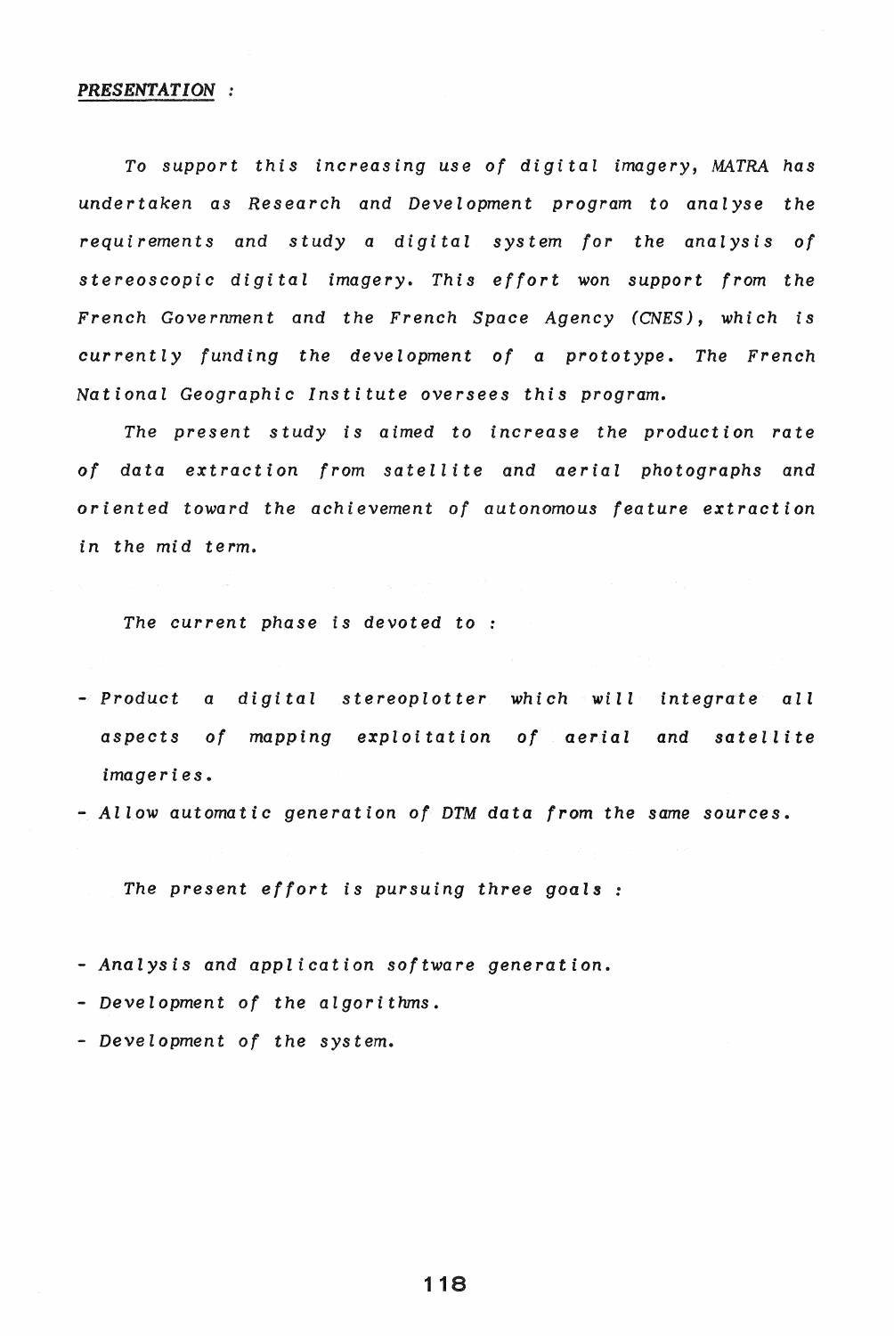***PRESENTATION :***

*To support this increasing use of digital imagery, MATRA has undertaken as Research and Development program to analyse the requirements and study a digital system for the analysis of stereoscopic digital imagery. This effort won support from the French Government and the French Space Agency (CNES), which is currently funding the development of a prototype. The French National Geographic Institute oversees this program.*

*The present study is aimed to increase the production rate of data extraction from satellite and aerial photographs and oriented toward the achievement of autonomous feature extraction in the mid term.*

*The current phase is devoted to :*

- *Product a digital stereoplotter which will integrate all aspects of mapping exploitation of aerial and satellite imageries.*
- *Allow automatic generation of DTM data from the same sources.*

*The present effort is pursuing three goals :*

- *Analysis and application software generation.*
- *Development of the algorithms.*
- *Development of the system.*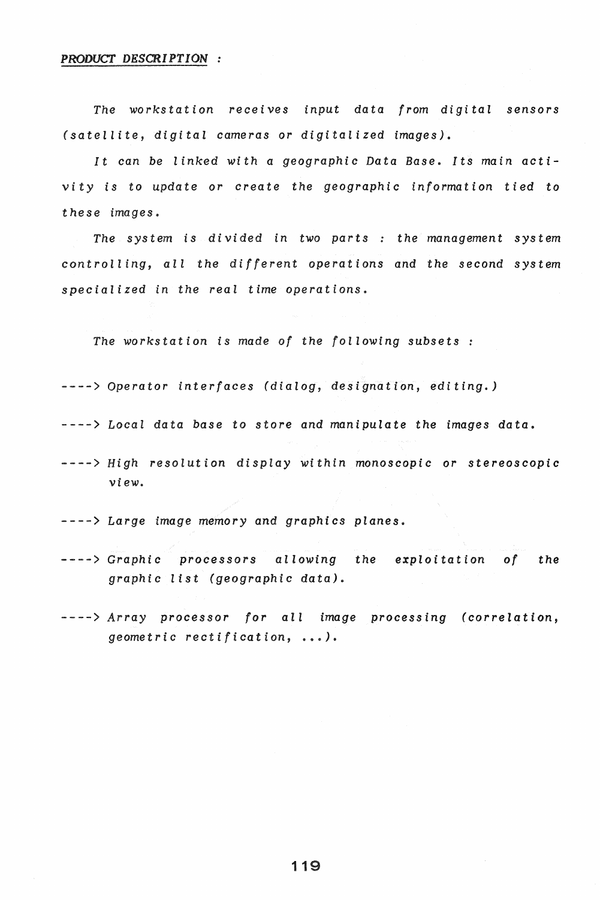***PRODUCT DESCRIPTION :***

*The workstation receives input data from digital sensors (satellite, digital cameras or digitalized images).*

*It can be linked with a geographic Data Base. Its main activity is to update or create the geographic information tied to these images.*

*The system is divided in two parts : the management system controlling, all the different operations and the second system specialized in the real time operations.*

*The workstation is made of the following subsets :*

*----> Operator interfaces (dialog, designation, editing.)*

*----> Local data base to store and manipulate the images data.*

*----> High resolution display within monoscopic or stereoscopic view.*

*----> Large image memory and graphics planes.*

*----> Graphic processors allowing the exploitation of the graphic list (geographic data).*

*----> Array processor for all image processing (correlation, geometric rectification, ...).*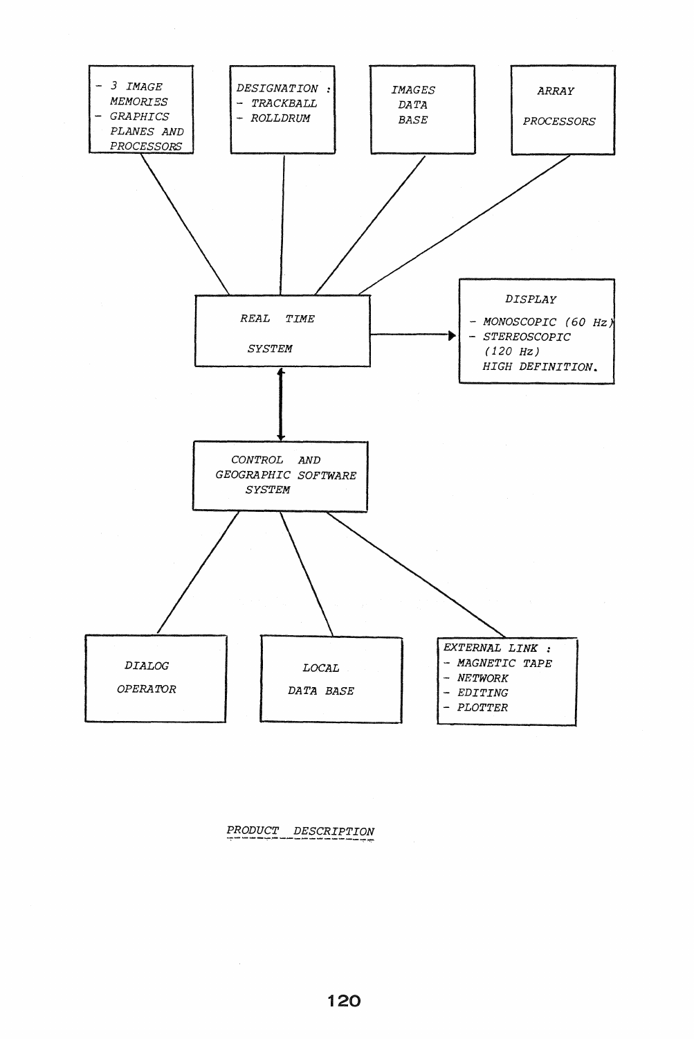- 3 IMAGE MEMORIES
- GRAPHICS PLANES AND PROCESSORS

DESIGNATION :
- TRACKBALL
- ROLLDRUM

IMAGES DATA BASE

ARRAY PROCESSORS

REAL TIME SYSTEM

DISPLAY
- MONOSCOPIC (60 Hz)
- STEREOSCOPIC (120 Hz) HIGH DEFINITION.

CONTROL AND GEOGRAPHIC SOFTWARE SYSTEM

DIALOG OPERATOR

LOCAL DATA BASE

EXTERNAL LINK :
- MAGNETIC TAPE
- NETWORK
- EDITING
- PLOTTER

PRODUCT DESCRIPTION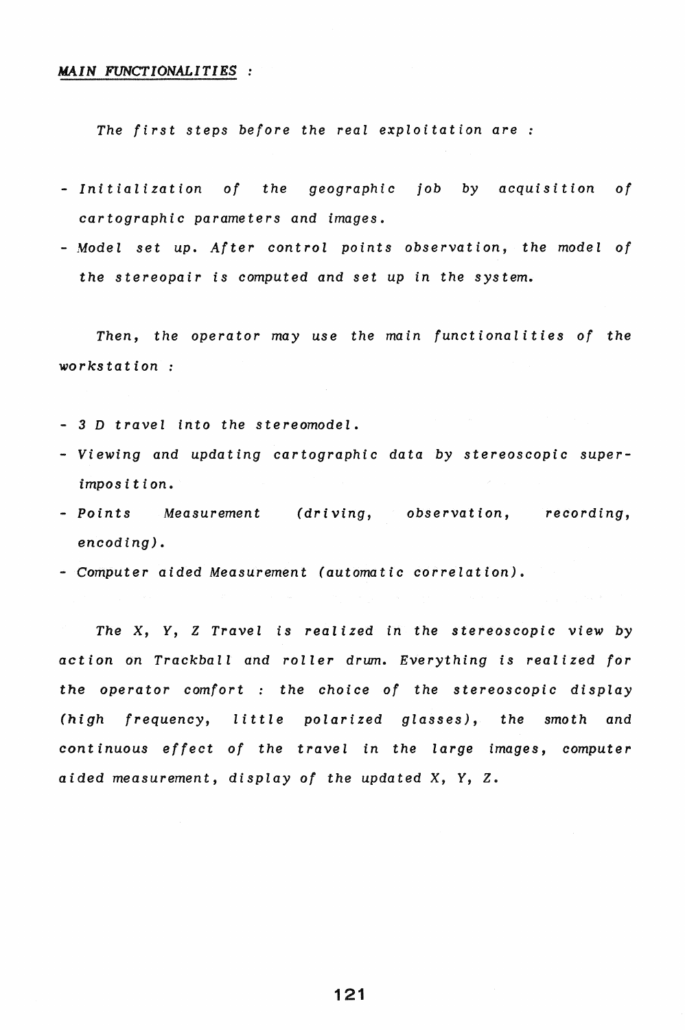## *MAIN FUNCTIONALITIES* :

*The first steps before the real exploitation are :*

- *Initialization of the geographic job by acquisition of cartographic parameters and images.*
- *Model set up. After control points observation, the model of the stereopair is computed and set up in the system.*

*Then, the operator may use the main functionalities of the workstation :*

- *3 D travel into the stereomodel.*
- *Viewing and updating cartographic data by stereoscopic super-imposition.*
- *Points Measurement (driving, observation, recording, encoding).*
- *Computer aided Measurement (automatic correlation).*

*The X, Y, Z Travel is realized in the stereoscopic view by action on Trackball and roller drum. Everything is realized for the operator comfort : the choice of the stereoscopic display (high frequency, little polarized glasses), the smoth and continuous effect of the travel in the large images, computer aided measurement, display of the updated X, Y, Z.*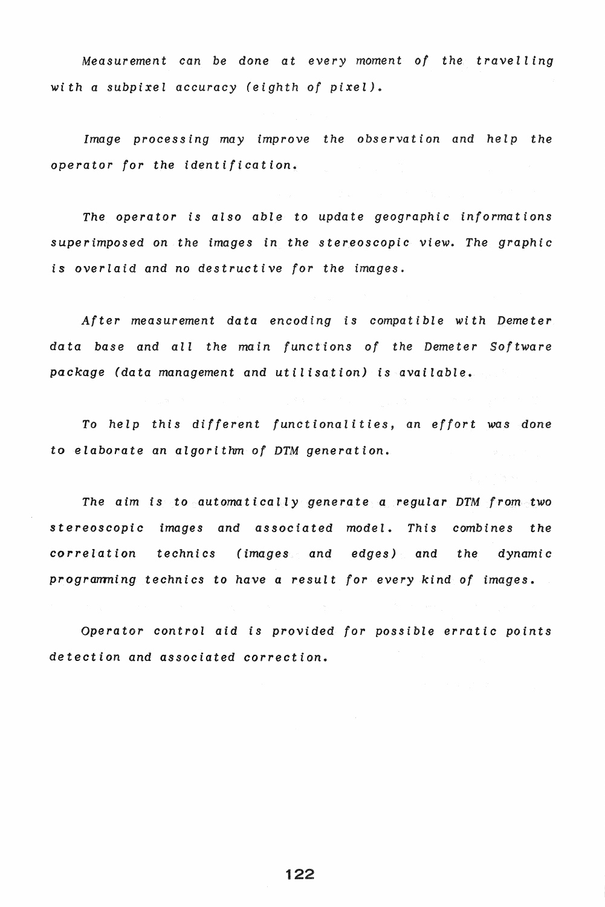*Measurement can be done at every moment of the travelling with a subpixel accuracy (eighth of pixel).*

*Image processing may improve the observation and help the operator for the identification.*

*The operator is also able to update geographic informations superimposed on the images in the stereoscopic view. The graphic is overlaid and no destructive for the images.*

*After measurement data encoding is compatible with Demeter data base and all the main functions of the Demeter Software package (data management and utilisation) is available.*

*To help this different functionalities, an effort was done to elaborate an algorithm of DTM generation.*

*The aim is to automatically generate a regular DTM from two stereoscopic images and associated model. This combines the correlation technics (images and edges) and the dynamic programming technics to have a result for every kind of images.*

*Operator control aid is provided for possible erratic points detection and associated correction.*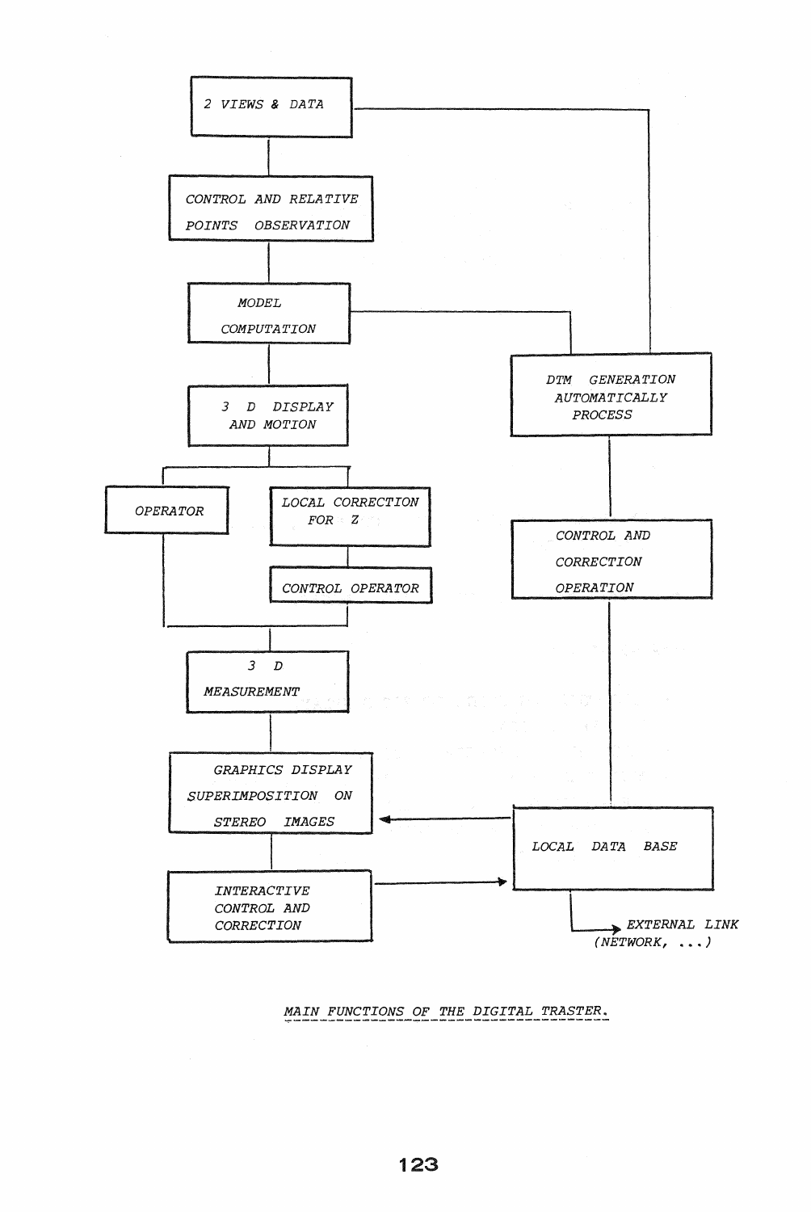2 VIEWS & DATA

CONTROL AND RELATIVE POINTS OBSERVATION

MODEL COMPUTATION

3 D DISPLAY AND MOTION

OPERATOR

LOCAL CORRECTION FOR Z

CONTROL OPERATOR

3 D MEASUREMENT

GRAPHICS DISPLAY SUPERIMPOSITION ON STEREO IMAGES

INTERACTIVE CONTROL AND CORRECTION

DTM GENERATION AUTOMATICALLY PROCESS

CONTROL AND CORRECTION OPERATION

LOCAL DATA BASE

EXTERNAL LINK (NETWORK, ...)

MAIN FUNCTIONS OF THE DIGITAL TRASTER.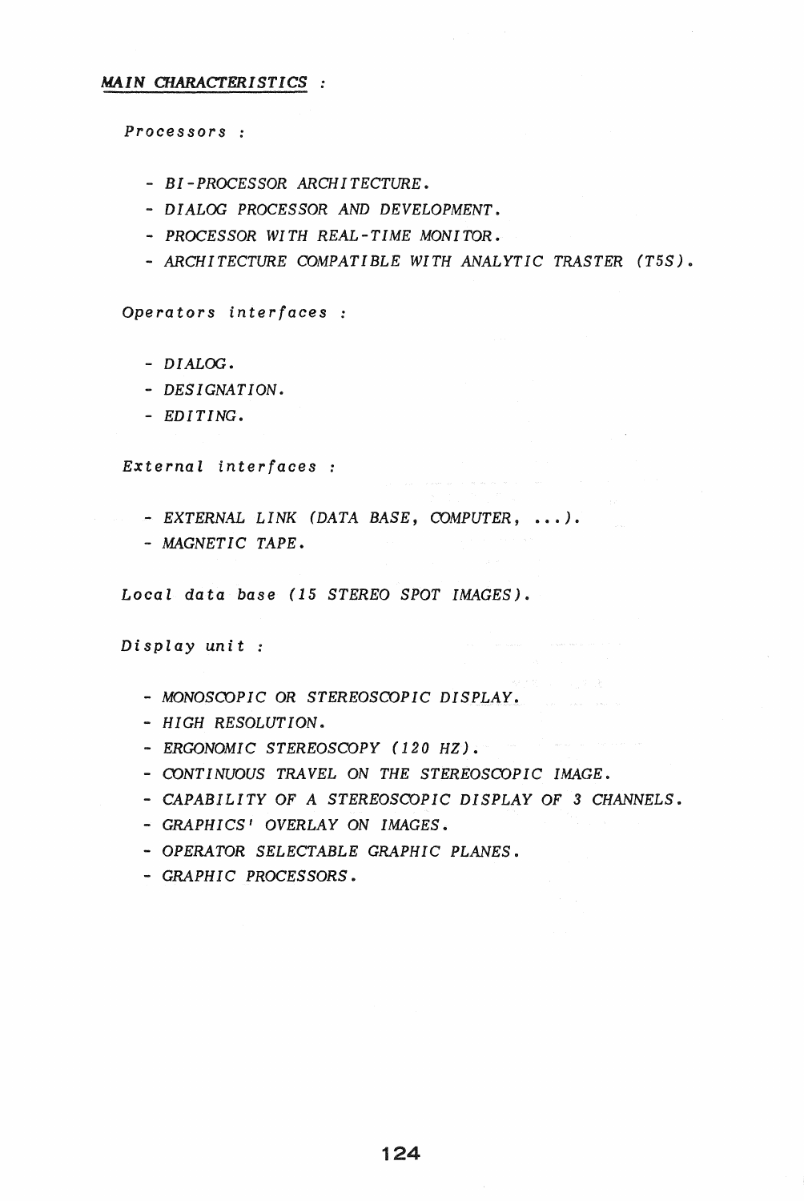## *MAIN CHARACTERISTICS :*

*Processors :*

- *BI-PROCESSOR ARCHITECTURE.*
- *DIALOG PROCESSOR AND DEVELOPMENT.*
- *PROCESSOR WITH REAL-TIME MONITOR.*
- *ARCHITECTURE COMPATIBLE WITH ANALYTIC TRASTER (T5S).*

*Operators interfaces :*

- *DIALOG.*
- *DESIGNATION.*
- *EDITING.*

*External interfaces :*

- *EXTERNAL LINK (DATA BASE, COMPUTER, ...).*
- *MAGNETIC TAPE.*

*Local data base (15 STEREO SPOT IMAGES).*

*Display unit :*

- *MONOSCOPIC OR STEREOSCOPIC DISPLAY.*
- *HIGH RESOLUTION.*
- *ERGONOMIC STEREOSCOPY (120 HZ).*
- *CONTINUOUS TRAVEL ON THE STEREOSCOPIC IMAGE.*
- *CAPABILITY OF A STEREOSCOPIC DISPLAY OF 3 CHANNELS.*
- *GRAPHICS' OVERLAY ON IMAGES.*
- *OPERATOR SELECTABLE GRAPHIC PLANES.*
- *GRAPHIC PROCESSORS.*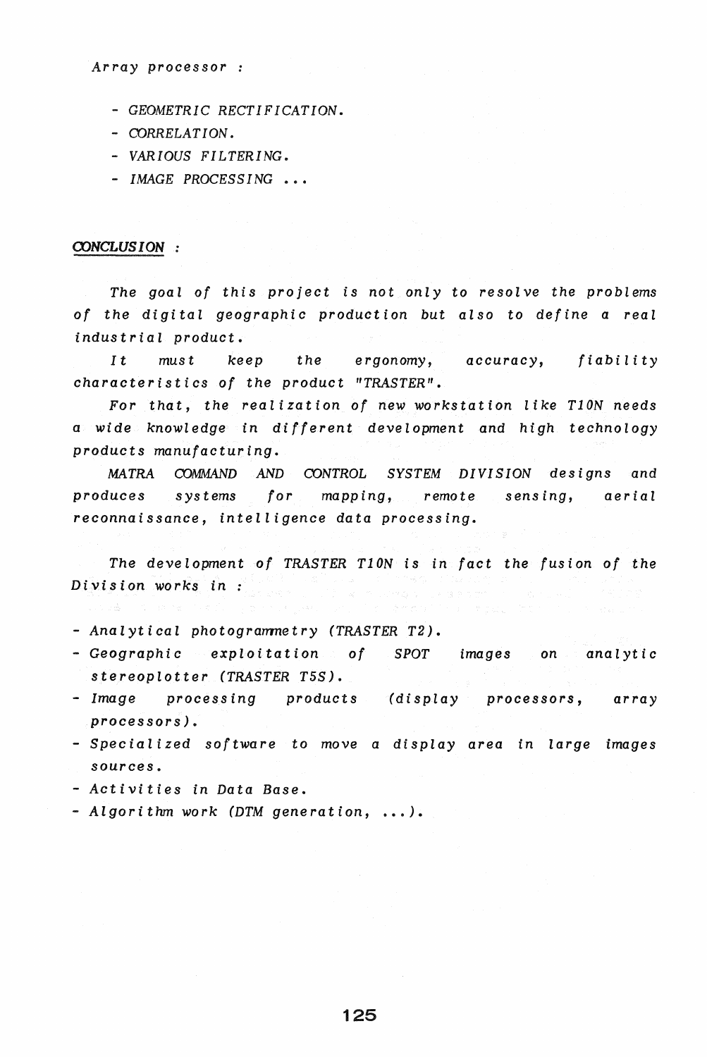*Array processor :*

- *GEOMETRIC RECTIFICATION.*
- *CORRELATION.*
- *VARIOUS FILTERING.*
- *IMAGE PROCESSING ...*

## *CONCLUSION :*

*The goal of this project is not only to resolve the problems of the digital geographic production but also to define a real industrial product.*

*It must keep the ergonomy, accuracy, fiability characteristics of the product "TRASTER".*

*For that, the realization of new workstation like T10N needs a wide knowledge in different development and high technology products manufacturing.*

*MATRA COMMAND AND CONTROL SYSTEM DIVISION designs and produces systems for mapping, remote sensing, aerial reconnaissance, intelligence data processing.*

*The development of TRASTER T10N is in fact the fusion of the Division works in :*

- *Analytical photogrammetry (TRASTER T2).*
- *Geographic exploitation of SPOT images on analytic stereoplotter (TRASTER T5S).*
- *Image processing products (display processors, array processors).*
- *Specialized software to move a display area in large images sources.*
- *Activities in Data Base.*
- *Algorithm work (DTM generation, ...).*